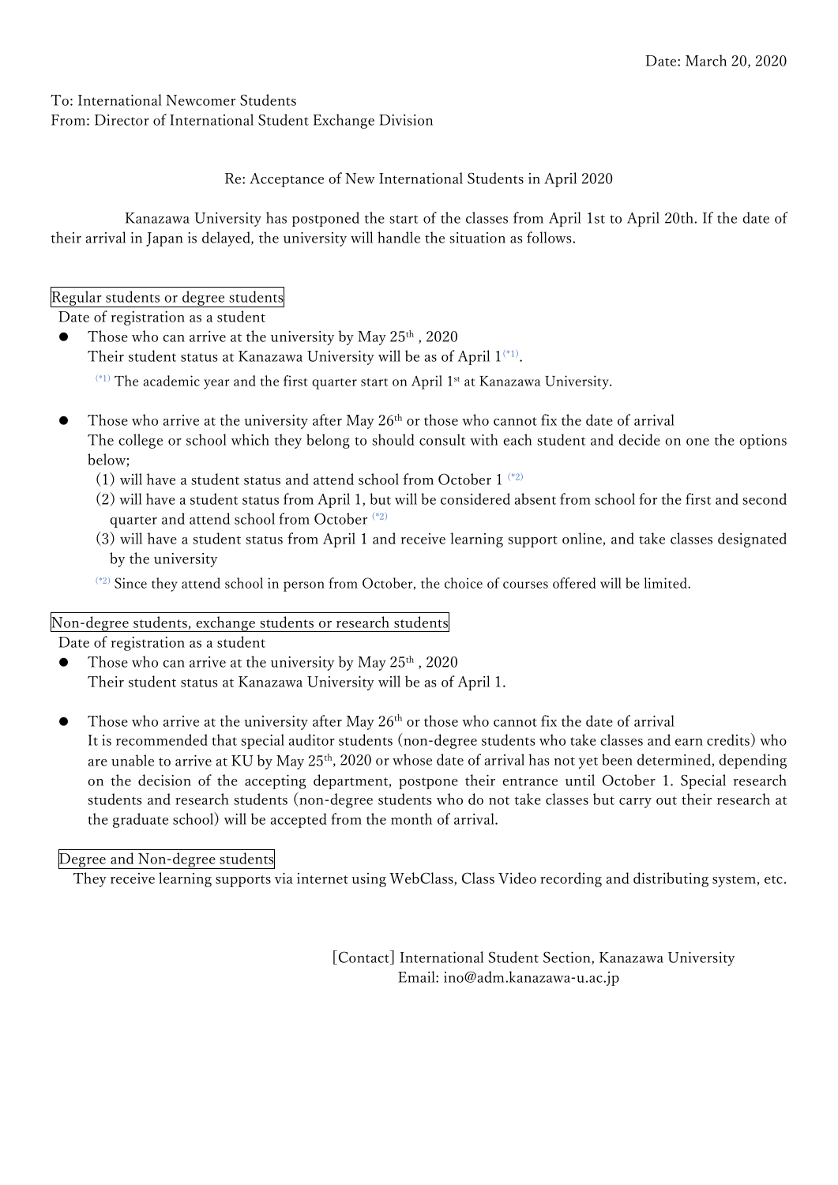Date: March 20, 2020

To: International Newcomer Students
From: Director of International Student Exchange Division

Re: Acceptance of New International Students in April 2020

Kanazawa University has postponed the start of the classes from April 1st to April 20th. If the date of their arrival in Japan is delayed, the university will handle the situation as follows.

**Regular students or degree students**

Date of registration as a student

- Those who can arrive at the university by May 25th , 2020
  Their student status at Kanazawa University will be as of April 1[(*1)].

  [(*1)] The academic year and the first quarter start on April 1st at Kanazawa University.

- Those who arrive at the university after May 26th or those who cannot fix the date of arrival
  The college or school which they belong to should consult with each student and decide on one the options below;
  (1) will have a student status and attend school from October 1 [(*2)]
  (2) will have a student status from April 1, but will be considered absent from school for the first and second quarter and attend school from October [(*2)]
  (3) will have a student status from April 1 and receive learning support online, and take classes designated by the university

  [(*2)] Since they attend school in person from October, the choice of courses offered will be limited.

**Non-degree students, exchange students or research students**

Date of registration as a student

- Those who can arrive at the university by May 25th , 2020
  Their student status at Kanazawa University will be as of April 1.

- Those who arrive at the university after May 26th or those who cannot fix the date of arrival
  It is recommended that special auditor students (non-degree students who take classes and earn credits) who are unable to arrive at KU by May 25th, 2020 or whose date of arrival has not yet been determined, depending on the decision of the accepting department, postpone their entrance until October 1. Special research students and research students (non-degree students who do not take classes but carry out their research at the graduate school) will be accepted from the month of arrival.

**Degree and Non-degree students**

They receive learning supports via internet using WebClass, Class Video recording and distributing system, etc.

[Contact] International Student Section, Kanazawa University
Email: ino@adm.kanazawa-u.ac.jp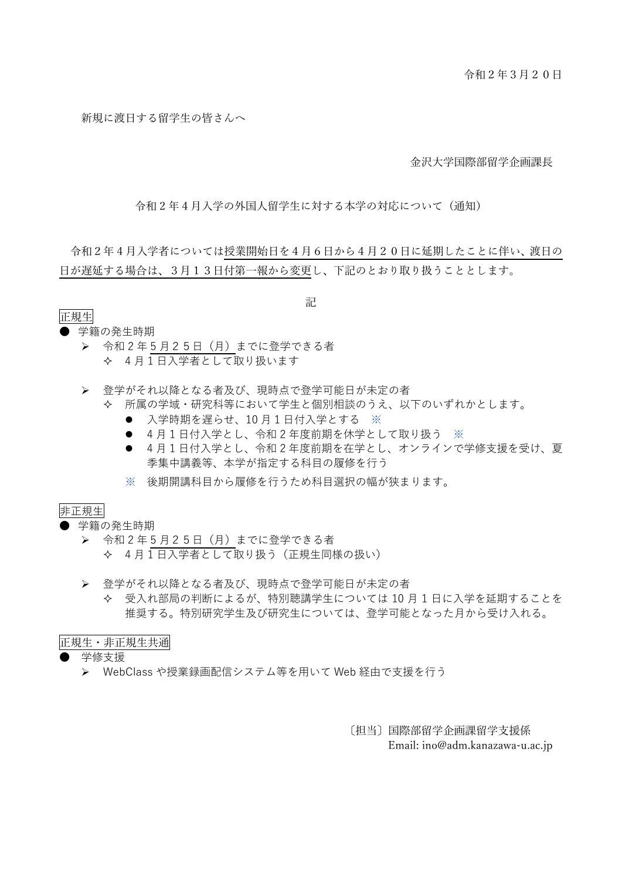令和２年３月２０日

新規に渡日する留学生の皆さんへ

金沢大学国際部留学企画課長

令和２年４月入学の外国人留学生に対する本学の対応について（通知）

令和２年４月入学者については授業開始日を４月６日から４月２０日に延期したことに伴い、渡日の日が遅延する場合は、３月１３日付第一報から変更し、下記のとおり取り扱うこととします。

記

正規生

- 学籍の発生時期
  - 令和２年５月２５日（月）までに登学できる者
    - ４月１日入学者として取り扱います
  - 登学がそれ以降となる者及び、現時点で登学可能日が未定の者
    - 所属の学域・研究科等において学生と個別相談のうえ、以下のいずれかとします。
      - 入学時期を遅らせ、10 月 1 日付入学とする　※
      - ４月１日付入学とし、令和２年度前期を休学として取り扱う　※
      - ４月１日付入学とし、令和２年度前期を在学とし、オンラインで学修支援を受け、夏季集中講義等、本学が指定する科目の履修を行う

      ※　後期開講科目から履修を行うため科目選択の幅が狭まります。

非正規生

- 学籍の発生時期
  - 令和２年５月２５日（月）までに登学できる者
    - ４月１日入学者として取り扱う（正規生同様の扱い）
  - 登学がそれ以降となる者及び、現時点で登学可能日が未定の者
    - 受入れ部局の判断によるが、特別聴講学生については 10 月 1 日に入学を延期することを推奨する。特別研究学生及び研究生については、登学可能となった月から受け入れる。

正規生・非正規生共通

- 学修支援
  - WebClass や授業録画配信システム等を用いて Web 経由で支援を行う

〔担当〕国際部留学企画課留学支援係
Email: ino@adm.kanazawa-u.ac.jp